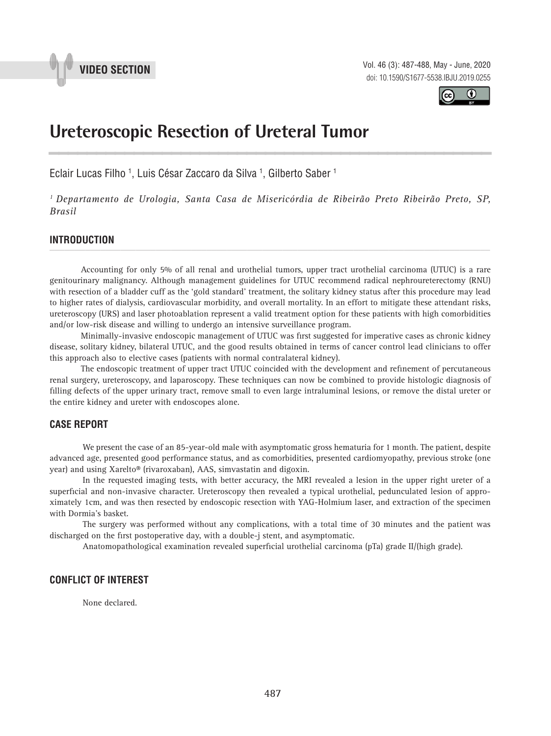VIDEO SECTION

# Ureteroscopic Resection of Ureteral Tumor

Eclair Lucas Filho [1], Luis César Zaccaro da Silva [1], Gilberto Saber [1]

*[1] Departamento de Urologia, Santa Casa de Misericórdia de Ribeirão Preto Ribeirão Preto, SP, Brasil*

## INTRODUCTION

Accounting for only 5% of all renal and urothelial tumors, upper tract urothelial carcinoma (UTUC) is a rare genitourinary malignancy. Although management guidelines for UTUC recommend radical nephroureterectomy (RNU) with resection of a bladder cuff as the 'gold standard' treatment, the solitary kidney status after this procedure may lead to higher rates of dialysis, cardiovascular morbidity, and overall mortality. In an effort to mitigate these attendant risks, ureteroscopy (URS) and laser photoablation represent a valid treatment option for these patients with high comorbidities and/or low-risk disease and willing to undergo an intensive surveillance program.

Minimally-invasive endoscopic management of UTUC was first suggested for imperative cases as chronic kidney disease, solitary kidney, bilateral UTUC, and the good results obtained in terms of cancer control lead clinicians to offer this approach also to elective cases (patients with normal contralateral kidney).

The endoscopic treatment of upper tract UTUC coincided with the development and refinement of percutaneous renal surgery, ureteroscopy, and laparoscopy. These techniques can now be combined to provide histologic diagnosis of filling defects of the upper urinary tract, remove small to even large intraluminal lesions, or remove the distal ureter or the entire kidney and ureter with endoscopes alone.

## CASE REPORT

We present the case of an 85-year-old male with asymptomatic gross hematuria for 1 month. The patient, despite advanced age, presented good performance status, and as comorbidities, presented cardiomyopathy, previous stroke (one year) and using Xarelto® (rivaroxaban), AAS, simvastatin and digoxin.

In the requested imaging tests, with better accuracy, the MRI revealed a lesion in the upper right ureter of a superficial and non-invasive character. Ureteroscopy then revealed a typical urothelial, pedunculated lesion of approximately 1cm, and was then resected by endoscopic resection with YAG-Holmium laser, and extraction of the specimen with Dormia's basket.

The surgery was performed without any complications, with a total time of 30 minutes and the patient was discharged on the first postoperative day, with a double-j stent, and asymptomatic.

Anatomopathological examination revealed superficial urothelial carcinoma (pTa) grade II/(high grade).

## CONFLICT OF INTEREST

None declared.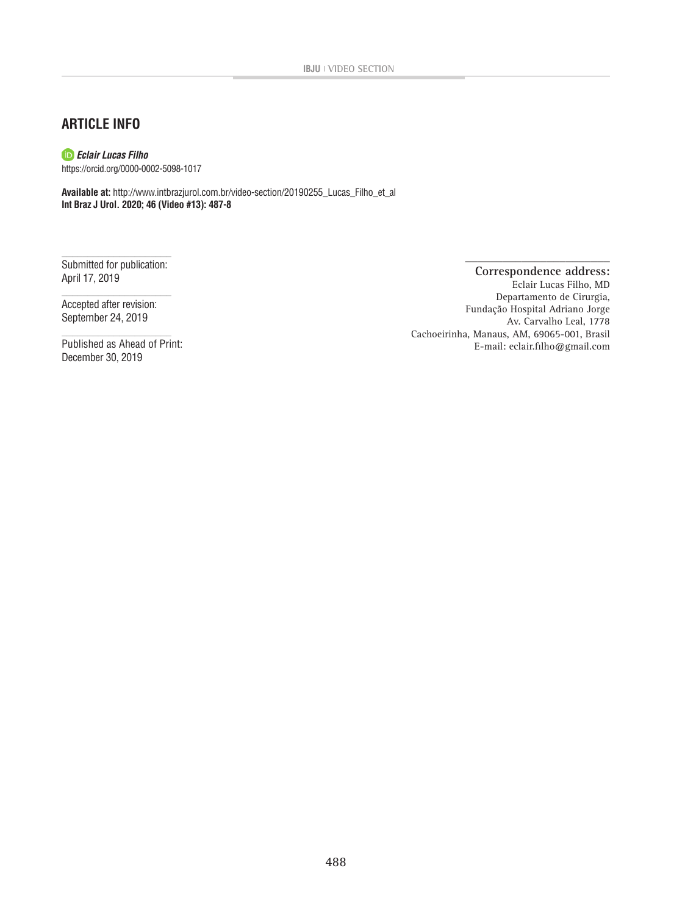## ARTICLE INFO

***Eclair Lucas Filho***
https://orcid.org/0000-0002-5098-1017

**Available at:** http://www.intbrazjurol.com.br/video-section/20190255_Lucas_Filho_et_al
**Int Braz J Urol. 2020; 46 (Video #13): 487-8**

Submitted for publication:
April 17, 2019

Accepted after revision:
September 24, 2019

Published as Ahead of Print:
December 30, 2019

**Correspondence address:**
Eclair Lucas Filho, MD
Departamento de Cirurgia,
Fundação Hospital Adriano Jorge
Av. Carvalho Leal, 1778
Cachoeirinha, Manaus, AM, 69065-001, Brasil
E-mail: eclair.filho@gmail.com